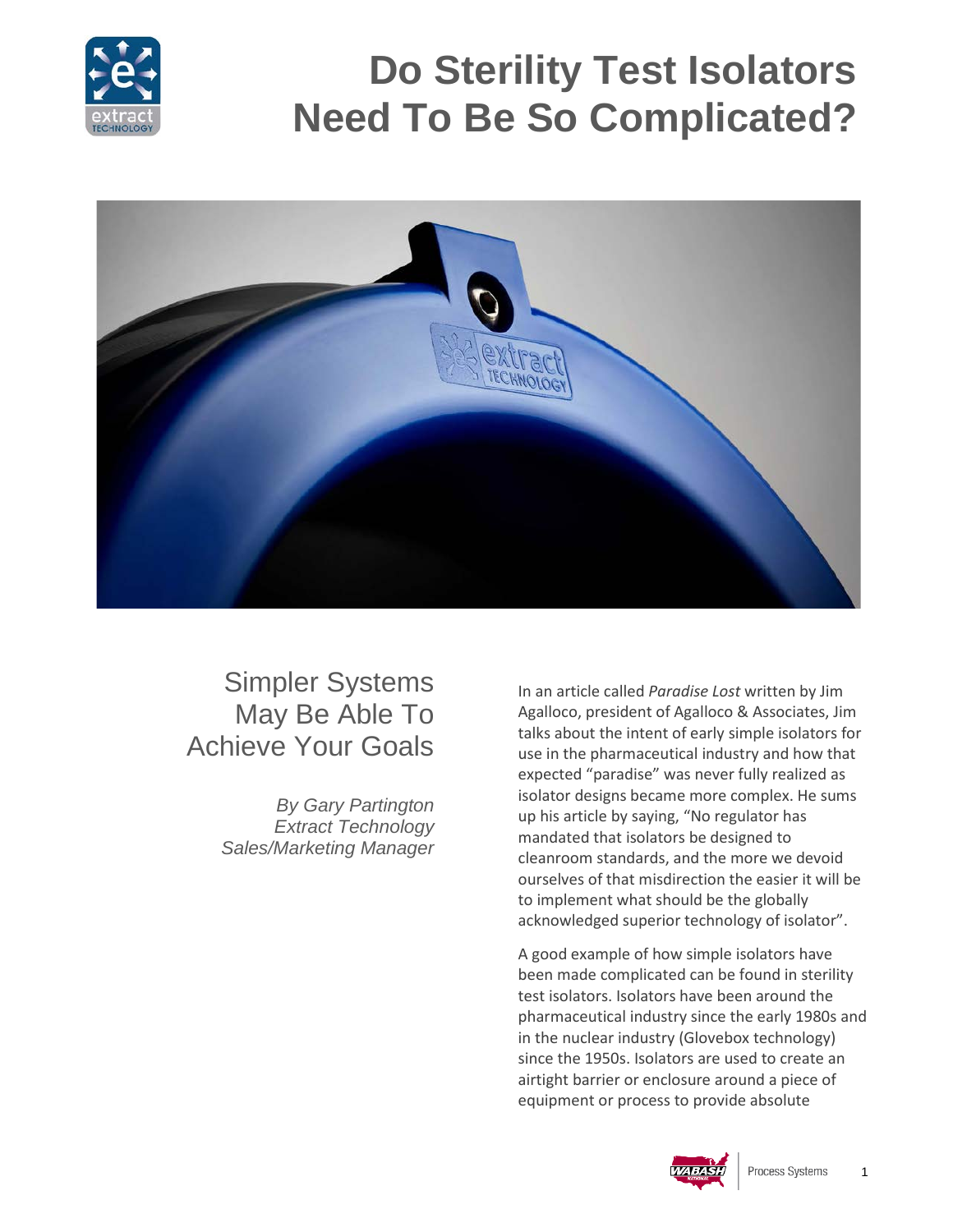# Do Sterility Test Isolators Need To Be So Complicated?

## Simpler Systems May Be Able To Achieve Your Goals

*By Gary Partington*
*Extract Technology*
*Sales/Marketing Manager*

In an article called *Paradise Lost* written by Jim Agalloco, president of Agalloco & Associates, Jim talks about the intent of early simple isolators for use in the pharmaceutical industry and how that expected "paradise" was never fully realized as isolator designs became more complex. He sums up his article by saying, "No regulator has mandated that isolators be designed to cleanroom standards, and the more we devoid ourselves of that misdirection the easier it will be to implement what should be the globally acknowledged superior technology of isolator".

A good example of how simple isolators have been made complicated can be found in sterility test isolators. Isolators have been around the pharmaceutical industry since the early 1980s and in the nuclear industry (Glovebox technology) since the 1950s. Isolators are used to create an airtight barrier or enclosure around a piece of equipment or process to provide absolute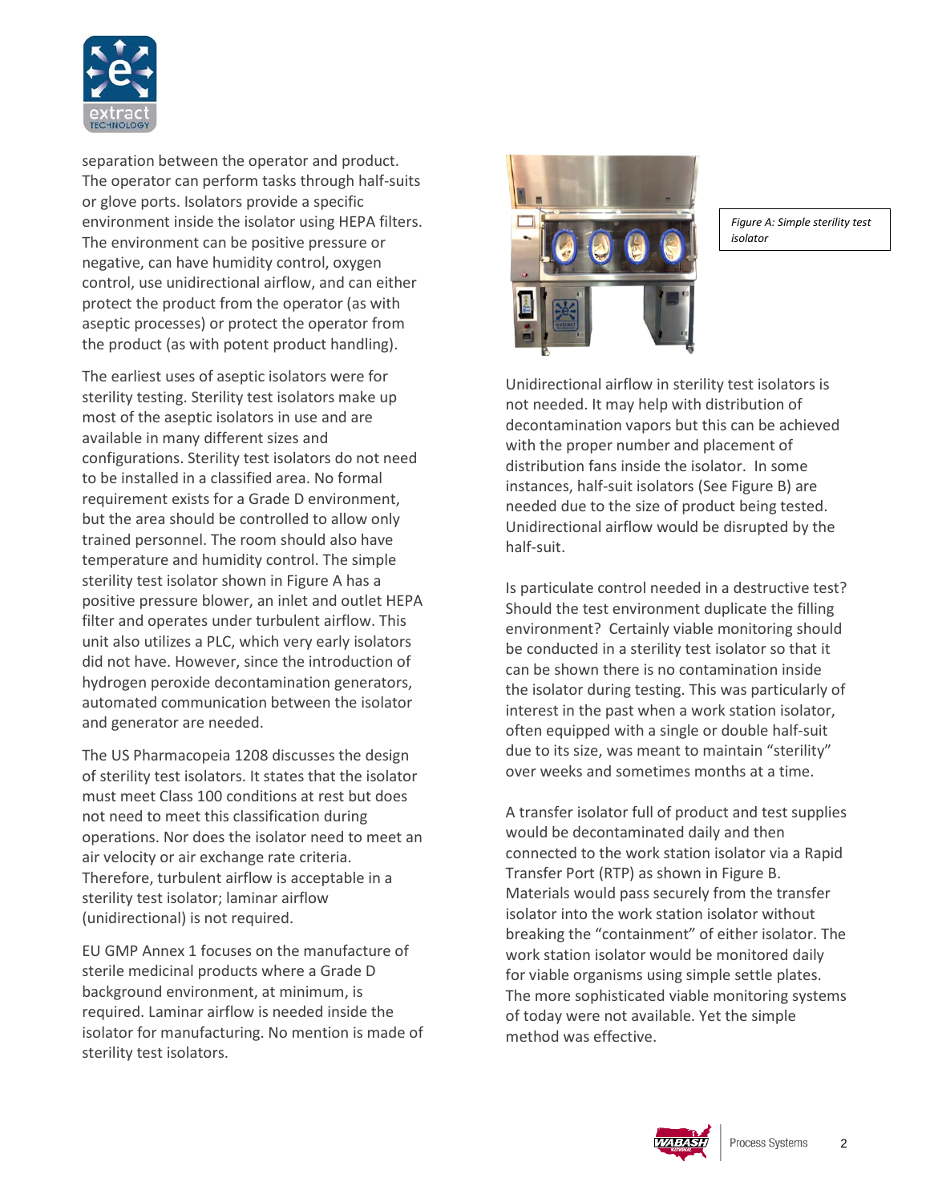separation between the operator and product. The operator can perform tasks through half-suits or glove ports. Isolators provide a specific environment inside the isolator using HEPA filters. The environment can be positive pressure or negative, can have humidity control, oxygen control, use unidirectional airflow, and can either protect the product from the operator (as with aseptic processes) or protect the operator from the product (as with potent product handling).

The earliest uses of aseptic isolators were for sterility testing. Sterility test isolators make up most of the aseptic isolators in use and are available in many different sizes and configurations. Sterility test isolators do not need to be installed in a classified area. No formal requirement exists for a Grade D environment, but the area should be controlled to allow only trained personnel. The room should also have temperature and humidity control. The simple sterility test isolator shown in Figure A has a positive pressure blower, an inlet and outlet HEPA filter and operates under turbulent airflow. This unit also utilizes a PLC, which very early isolators did not have. However, since the introduction of hydrogen peroxide decontamination generators, automated communication between the isolator and generator are needed.

The US Pharmacopeia 1208 discusses the design of sterility test isolators. It states that the isolator must meet Class 100 conditions at rest but does not need to meet this classification during operations. Nor does the isolator need to meet an air velocity or air exchange rate criteria. Therefore, turbulent airflow is acceptable in a sterility test isolator; laminar airflow (unidirectional) is not required.

EU GMP Annex 1 focuses on the manufacture of sterile medicinal products where a Grade D background environment, at minimum, is required. Laminar airflow is needed inside the isolator for manufacturing. No mention is made of sterility test isolators.

*Figure A: Simple sterility test isolator*

Unidirectional airflow in sterility test isolators is not needed. It may help with distribution of decontamination vapors but this can be achieved with the proper number and placement of distribution fans inside the isolator. In some instances, half-suit isolators (See Figure B) are needed due to the size of product being tested. Unidirectional airflow would be disrupted by the half-suit.

Is particulate control needed in a destructive test? Should the test environment duplicate the filling environment? Certainly viable monitoring should be conducted in a sterility test isolator so that it can be shown there is no contamination inside the isolator during testing. This was particularly of interest in the past when a work station isolator, often equipped with a single or double half-suit due to its size, was meant to maintain "sterility" over weeks and sometimes months at a time.

A transfer isolator full of product and test supplies would be decontaminated daily and then connected to the work station isolator via a Rapid Transfer Port (RTP) as shown in Figure B. Materials would pass securely from the transfer isolator into the work station isolator without breaking the "containment" of either isolator. The work station isolator would be monitored daily for viable organisms using simple settle plates. The more sophisticated viable monitoring systems of today were not available. Yet the simple method was effective.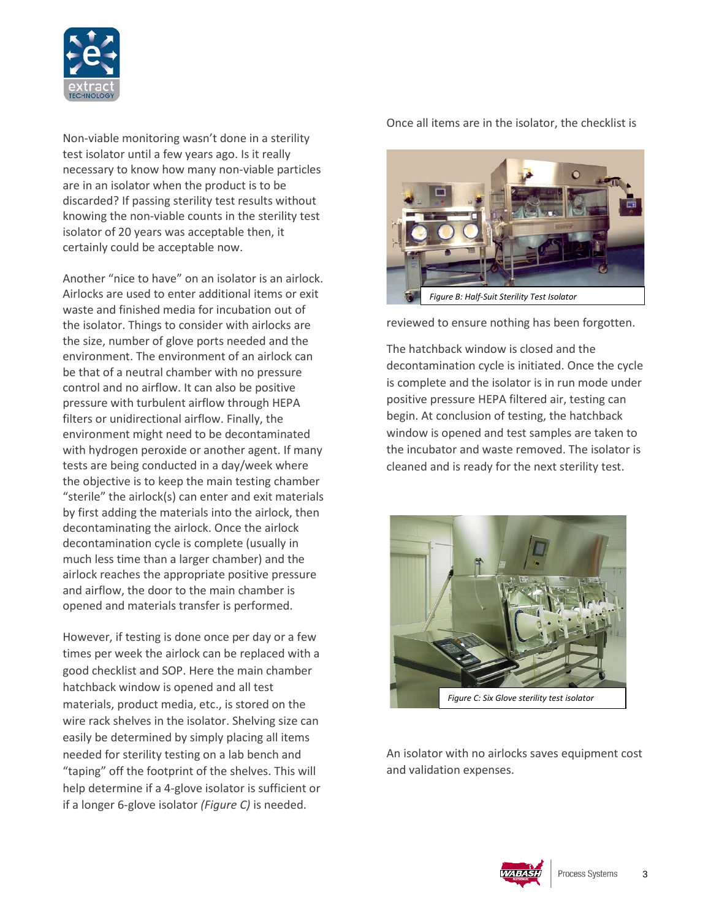Non-viable monitoring wasn't done in a sterility test isolator until a few years ago. Is it really necessary to know how many non-viable particles are in an isolator when the product is to be discarded? If passing sterility test results without knowing the non-viable counts in the sterility test isolator of 20 years was acceptable then, it certainly could be acceptable now.

Another "nice to have" on an isolator is an airlock. Airlocks are used to enter additional items or exit waste and finished media for incubation out of the isolator. Things to consider with airlocks are the size, number of glove ports needed and the environment. The environment of an airlock can be that of a neutral chamber with no pressure control and no airflow. It can also be positive pressure with turbulent airflow through HEPA filters or unidirectional airflow. Finally, the environment might need to be decontaminated with hydrogen peroxide or another agent. If many tests are being conducted in a day/week where the objective is to keep the main testing chamber "sterile" the airlock(s) can enter and exit materials by first adding the materials into the airlock, then decontaminating the airlock. Once the airlock decontamination cycle is complete (usually in much less time than a larger chamber) and the airlock reaches the appropriate positive pressure and airflow, the door to the main chamber is opened and materials transfer is performed.

However, if testing is done once per day or a few times per week the airlock can be replaced with a good checklist and SOP. Here the main chamber hatchback window is opened and all test materials, product media, etc., is stored on the wire rack shelves in the isolator. Shelving size can easily be determined by simply placing all items needed for sterility testing on a lab bench and "taping" off the footprint of the shelves. This will help determine if a 4-glove isolator is sufficient or if a longer 6-glove isolator *(Figure C)* is needed.

Once all items are in the isolator, the checklist is reviewed to ensure nothing has been forgotten.

*Figure B: Half-Suit Sterility Test Isolator*

The hatchback window is closed and the decontamination cycle is initiated. Once the cycle is complete and the isolator is in run mode under positive pressure HEPA filtered air, testing can begin. At conclusion of testing, the hatchback window is opened and test samples are taken to the incubator and waste removed. The isolator is cleaned and is ready for the next sterility test.

*Figure C: Six Glove sterility test isolator*

An isolator with no airlocks saves equipment cost and validation expenses.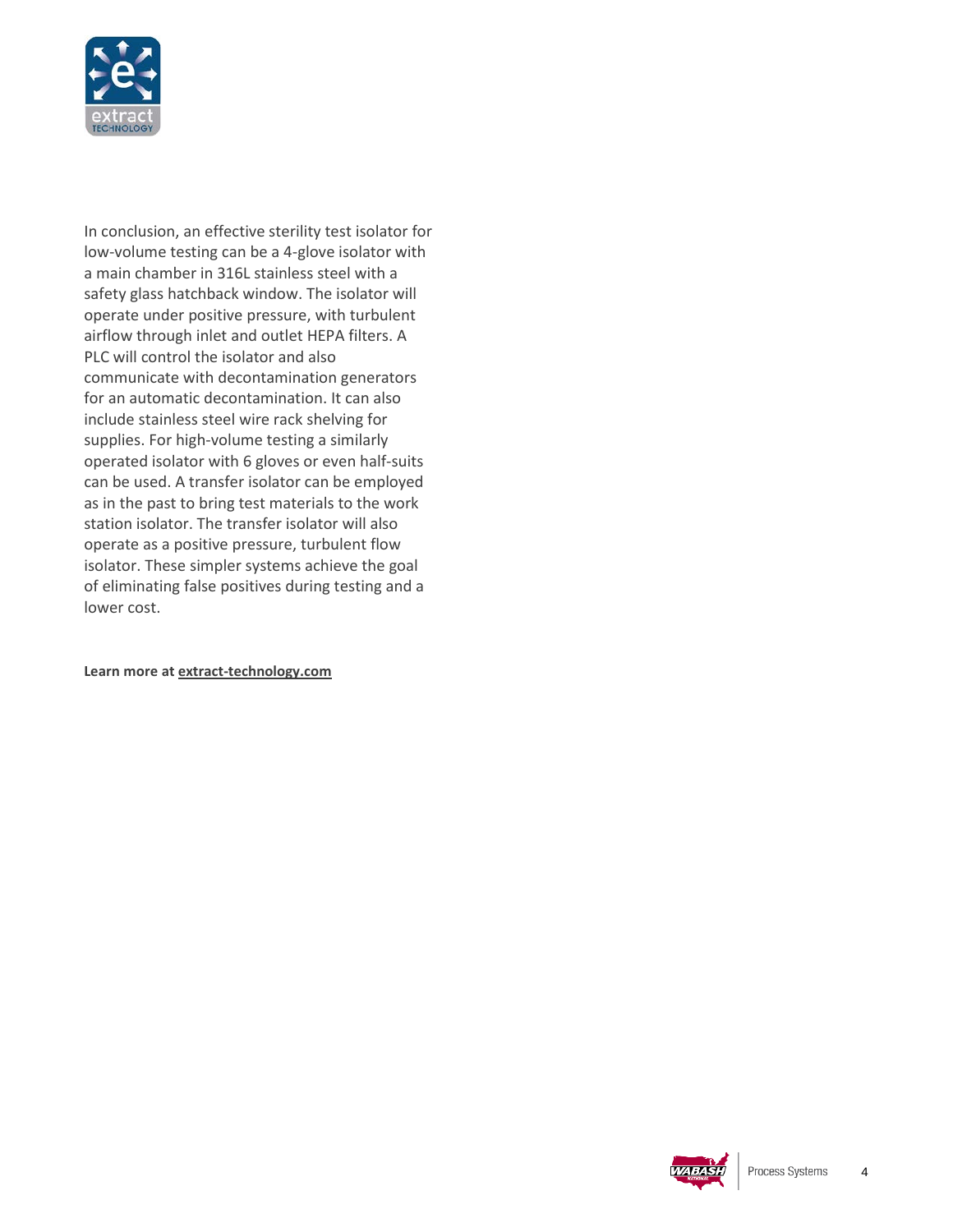In conclusion, an effective sterility test isolator for low-volume testing can be a 4-glove isolator with a main chamber in 316L stainless steel with a safety glass hatchback window. The isolator will operate under positive pressure, with turbulent airflow through inlet and outlet HEPA filters. A PLC will control the isolator and also communicate with decontamination generators for an automatic decontamination. It can also include stainless steel wire rack shelving for supplies. For high-volume testing a similarly operated isolator with 6 gloves or even half-suits can be used. A transfer isolator can be employed as in the past to bring test materials to the work station isolator. The transfer isolator will also operate as a positive pressure, turbulent flow isolator. These simpler systems achieve the goal of eliminating false positives during testing and a lower cost.

**Learn more at extract-technology.com**